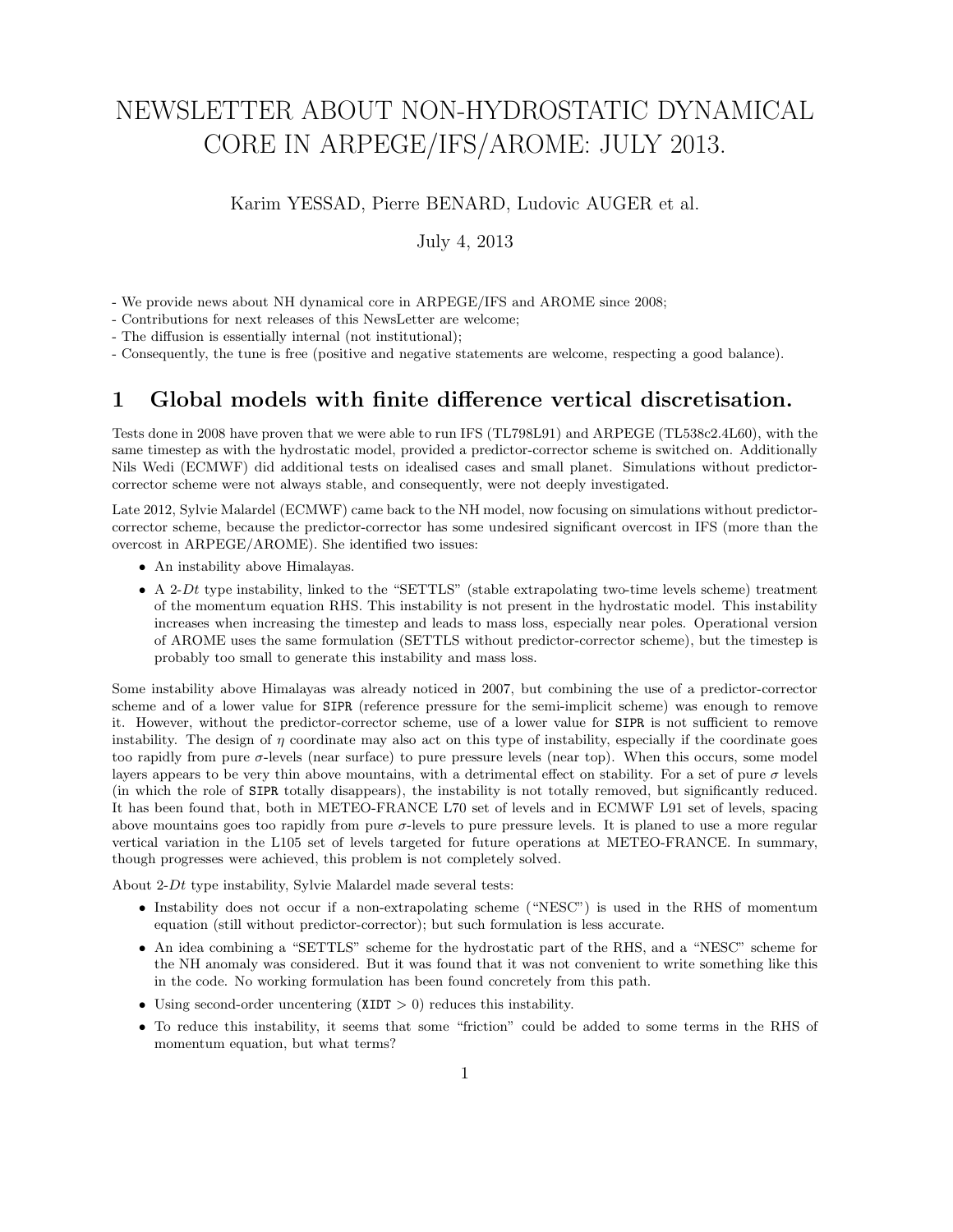# NEWSLETTER ABOUT NON-HYDROSTATIC DYNAMICAL CORE IN ARPEGE/IFS/AROME: JULY 2013.

Karim YESSAD, Pierre BENARD, Ludovic AUGER et al.

July 4, 2013

- We provide news about NH dynamical core in ARPEGE/IFS and AROME since 2008;
- Contributions for next releases of this NewsLetter are welcome;
- The diffusion is essentially internal (not institutional);
- Consequently, the tune is free (positive and negative statements are welcome, respecting a good balance).

## 1 Global models with finite difference vertical discretisation.

Tests done in 2008 have proven that we were able to run IFS (TL798L91) and ARPEGE (TL538c2.4L60), with the same timestep as with the hydrostatic model, provided a predictor-corrector scheme is switched on. Additionally Nils Wedi (ECMWF) did additional tests on idealised cases and small planet. Simulations without predictor-corrector scheme were not always stable, and consequently, were not deeply investigated.

Late 2012, Sylvie Malardel (ECMWF) came back to the NH model, now focusing on simulations without predictor-corrector scheme, because the predictor-corrector has some undesired significant overcost in IFS (more than the overcost in ARPEGE/AROME). She identified two issues:

- An instability above Himalayas.
- A 2-$Dt$ type instability, linked to the "SETTLS" (stable extrapolating two-time levels scheme) treatment of the momentum equation RHS. This instability is not present in the hydrostatic model. This instability increases when increasing the timestep and leads to mass loss, especially near poles. Operational version of AROME uses the same formulation (SETTLS without predictor-corrector scheme), but the timestep is probably too small to generate this instability and mass loss.

Some instability above Himalayas was already noticed in 2007, but combining the use of a predictor-corrector scheme and of a lower value for `SIPR` (reference pressure for the semi-implicit scheme) was enough to remove it. However, without the predictor-corrector scheme, use of a lower value for `SIPR` is not sufficient to remove instability. The design of $\eta$ coordinate may also act on this type of instability, especially if the coordinate goes too rapidly from pure $\sigma$-levels (near surface) to pure pressure levels (near top). When this occurs, some model layers appears to be very thin above mountains, with a detrimental effect on stability. For a set of pure $\sigma$ levels (in which the role of `SIPR` totally disappears), the instability is not totally removed, but significantly reduced. It has been found that, both in METEO-FRANCE L70 set of levels and in ECMWF L91 set of levels, spacing above mountains goes too rapidly from pure $\sigma$-levels to pure pressure levels. It is planed to use a more regular vertical variation in the L105 set of levels targeted for future operations at METEO-FRANCE. In summary, though progresses were achieved, this problem is not completely solved.

About 2-$Dt$ type instability, Sylvie Malardel made several tests:

- Instability does not occur if a non-extrapolating scheme ("NESC") is used in the RHS of momentum equation (still without predictor-corrector); but such formulation is less accurate.
- An idea combining a "SETTLS" scheme for the hydrostatic part of the RHS, and a "NESC" scheme for the NH anomaly was considered. But it was found that it was not convenient to write something like this in the code. No working formulation has been found concretely from this path.
- Using second-order uncentering (`XIDT` $> 0$) reduces this instability.
- To reduce this instability, it seems that some "friction" could be added to some terms in the RHS of momentum equation, but what terms?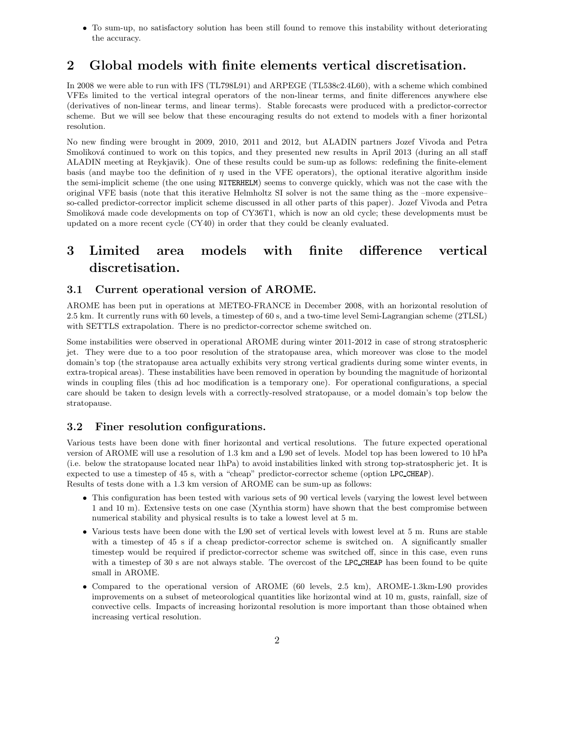- To sum-up, no satisfactory solution has been still found to remove this instability without deteriorating the accuracy.

# 2 Global models with finite elements vertical discretisation.

In 2008 we were able to run with IFS (TL798L91) and ARPEGE (TL538c2.4L60), with a scheme which combined VFEs limited to the vertical integral operators of the non-linear terms, and finite differences anywhere else (derivatives of non-linear terms, and linear terms). Stable forecasts were produced with a predictor-corrector scheme. But we will see below that these encouraging results do not extend to models with a finer horizontal resolution.

No new finding were brought in 2009, 2010, 2011 and 2012, but ALADIN partners Jozef Vivoda and Petra Smoliková continued to work on this topics, and they presented new results in April 2013 (during an all staff ALADIN meeting at Reykjavik). One of these results could be sum-up as follows: redefining the finite-element basis (and maybe too the definition of $\eta$ used in the VFE operators), the optional iterative algorithm inside the semi-implicit scheme (the one using `NITERHELM`) seems to converge quickly, which was not the case with the original VFE basis (note that this iterative Helmholtz SI solver is not the same thing as the –more expensive– so-called predictor-corrector implicit scheme discussed in all other parts of this paper). Jozef Vivoda and Petra Smoliková made code developments on top of CY36T1, which is now an old cycle; these developments must be updated on a more recent cycle (CY40) in order that they could be cleanly evaluated.

# 3 Limited area models with finite difference vertical discretisation.

## 3.1 Current operational version of AROME.

AROME has been put in operations at METEO-FRANCE in December 2008, with an horizontal resolution of 2.5 km. It currently runs with 60 levels, a timestep of 60 s, and a two-time level Semi-Lagrangian scheme (2TLSL) with SETTLS extrapolation. There is no predictor-corrector scheme switched on.

Some instabilities were observed in operational AROME during winter 2011-2012 in case of strong stratospheric jet. They were due to a too poor resolution of the stratopause area, which moreover was close to the model domain's top (the stratopause area actually exhibits very strong vertical gradients during some winter events, in extra-tropical areas). These instabilities have been removed in operation by bounding the magnitude of horizontal winds in coupling files (this ad hoc modification is a temporary one). For operational configurations, a special care should be taken to design levels with a correctly-resolved stratopause, or a model domain's top below the stratopause.

## 3.2 Finer resolution configurations.

Various tests have been done with finer horizontal and vertical resolutions. The future expected operational version of AROME will use a resolution of 1.3 km and a L90 set of levels. Model top has been lowered to 10 hPa (i.e. below the stratopause located near 1hPa) to avoid instabilities linked with strong top-stratospheric jet. It is expected to use a timestep of 45 s, with a "cheap" predictor-corrector scheme (option `LPC_CHEAP`).
Results of tests done with a 1.3 km version of AROME can be sum-up as follows:

- This configuration has been tested with various sets of 90 vertical levels (varying the lowest level between 1 and 10 m). Extensive tests on one case (Xynthia storm) have shown that the best compromise between numerical stability and physical results is to take a lowest level at 5 m.
- Various tests have been done with the L90 set of vertical levels with lowest level at 5 m. Runs are stable with a timestep of 45 s if a cheap predictor-corrector scheme is switched on. A significantly smaller timestep would be required if predictor-corrector scheme was switched off, since in this case, even runs with a timestep of 30 s are not always stable. The overcost of the `LPC_CHEAP` has been found to be quite small in AROME.
- Compared to the operational version of AROME (60 levels, 2.5 km), AROME-1.3km-L90 provides improvements on a subset of meteorological quantities like horizontal wind at 10 m, gusts, rainfall, size of convective cells. Impacts of increasing horizontal resolution is more important than those obtained when increasing vertical resolution.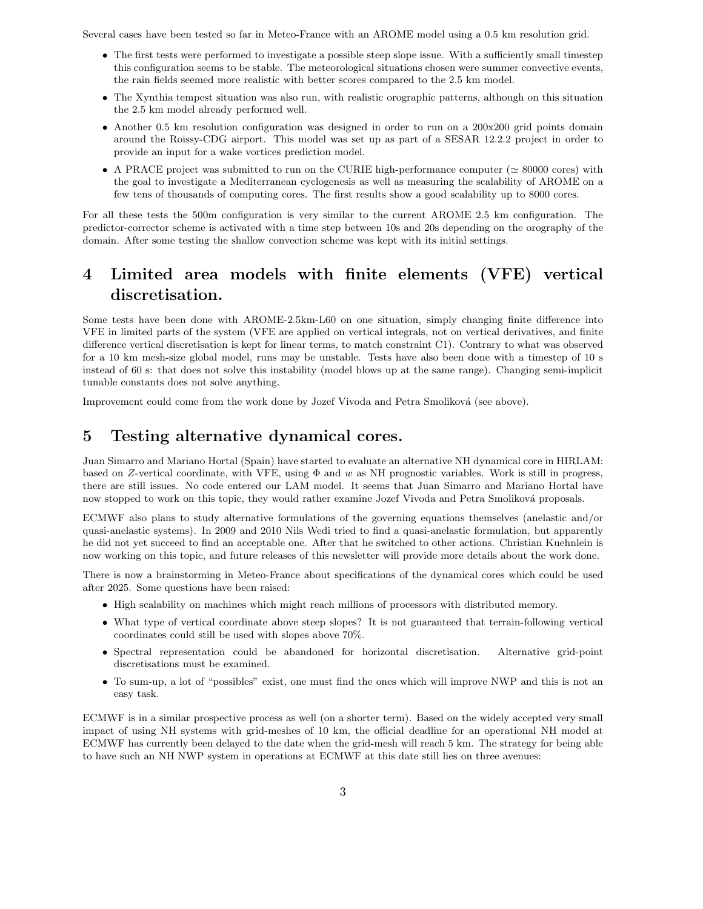Several cases have been tested so far in Meteo-France with an AROME model using a 0.5 km resolution grid.

- The first tests were performed to investigate a possible steep slope issue. With a sufficiently small timestep this configuration seems to be stable. The meteorological situations chosen were summer convective events, the rain fields seemed more realistic with better scores compared to the 2.5 km model.
- The Xynthia tempest situation was also run, with realistic orographic patterns, although on this situation the 2.5 km model already performed well.
- Another 0.5 km resolution configuration was designed in order to run on a 200x200 grid points domain around the Roissy-CDG airport. This model was set up as part of a SESAR 12.2.2 project in order to provide an input for a wake vortices prediction model.
- A PRACE project was submitted to run on the CURIE high-performance computer ($\simeq$ 80000 cores) with the goal to investigate a Mediterranean cyclogenesis as well as measuring the scalability of AROME on a few tens of thousands of computing cores. The first results show a good scalability up to 8000 cores.

For all these tests the 500m configuration is very similar to the current AROME 2.5 km configuration. The predictor-corrector scheme is activated with a time step between 10s and 20s depending on the orography of the domain. After some testing the shallow convection scheme was kept with its initial settings.

# 4 Limited area models with finite elements (VFE) vertical discretisation.

Some tests have been done with AROME-2.5km-L60 on one situation, simply changing finite difference into VFE in limited parts of the system (VFE are applied on vertical integrals, not on vertical derivatives, and finite difference vertical discretisation is kept for linear terms, to match constraint C1). Contrary to what was observed for a 10 km mesh-size global model, runs may be unstable. Tests have also been done with a timestep of 10 s instead of 60 s: that does not solve this instability (model blows up at the same range). Changing semi-implicit tunable constants does not solve anything.

Improvement could come from the work done by Jozef Vivoda and Petra Smoliková (see above).

# 5 Testing alternative dynamical cores.

Juan Simarro and Mariano Hortal (Spain) have started to evaluate an alternative NH dynamical core in HIRLAM: based on $Z$-vertical coordinate, with VFE, using $\Phi$ and $w$ as NH prognostic variables. Work is still in progress, there are still issues. No code entered our LAM model. It seems that Juan Simarro and Mariano Hortal have now stopped to work on this topic, they would rather examine Jozef Vivoda and Petra Smoliková proposals.

ECMWF also plans to study alternative formulations of the governing equations themselves (anelastic and/or quasi-anelastic systems). In 2009 and 2010 Nils Wedi tried to find a quasi-anelastic formulation, but apparently he did not yet succeed to find an acceptable one. After that he switched to other actions. Christian Kuehnlein is now working on this topic, and future releases of this newsletter will provide more details about the work done.

There is now a brainstorming in Meteo-France about specifications of the dynamical cores which could be used after 2025. Some questions have been raised:

- High scalability on machines which might reach millions of processors with distributed memory.
- What type of vertical coordinate above steep slopes? It is not guaranteed that terrain-following vertical coordinates could still be used with slopes above 70%.
- Spectral representation could be abandoned for horizontal discretisation. Alternative grid-point discretisations must be examined.
- To sum-up, a lot of "possibles" exist, one must find the ones which will improve NWP and this is not an easy task.

ECMWF is in a similar prospective process as well (on a shorter term). Based on the widely accepted very small impact of using NH systems with grid-meshes of 10 km, the official deadline for an operational NH model at ECMWF has currently been delayed to the date when the grid-mesh will reach 5 km. The strategy for being able to have such an NH NWP system in operations at ECMWF at this date still lies on three avenues: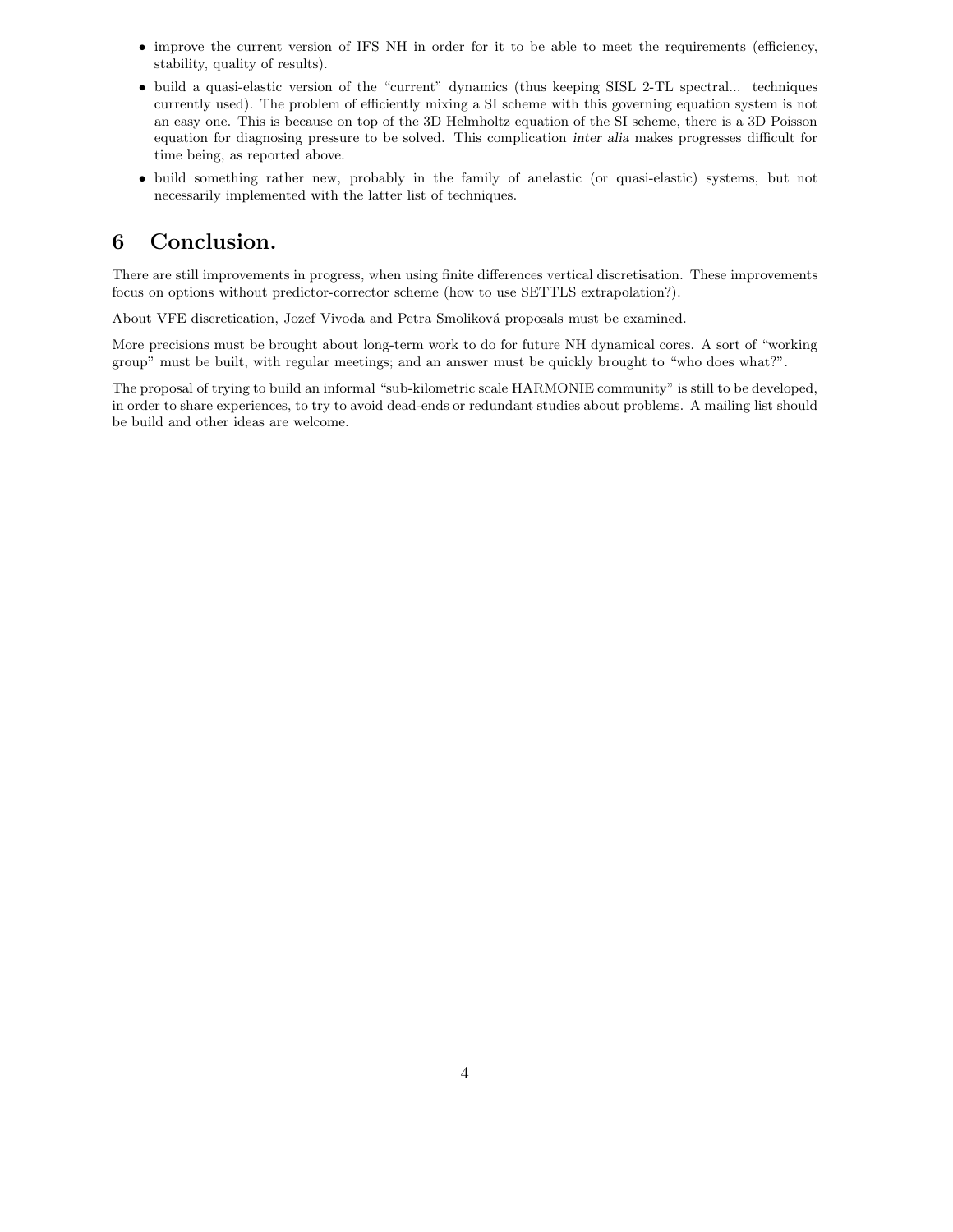- improve the current version of IFS NH in order for it to be able to meet the requirements (efficiency, stability, quality of results).
- build a quasi-elastic version of the "current" dynamics (thus keeping SISL 2-TL spectral... techniques currently used). The problem of efficiently mixing a SI scheme with this governing equation system is not an easy one. This is because on top of the 3D Helmholtz equation of the SI scheme, there is a 3D Poisson equation for diagnosing pressure to be solved. This complication *inter alia* makes progresses difficult for time being, as reported above.
- build something rather new, probably in the family of anelastic (or quasi-elastic) systems, but not necessarily implemented with the latter list of techniques.

# 6 Conclusion.

There are still improvements in progress, when using finite differences vertical discretisation. These improvements focus on options without predictor-corrector scheme (how to use SETTLS extrapolation?).

About VFE discretication, Jozef Vivoda and Petra Smoliková proposals must be examined.

More precisions must be brought about long-term work to do for future NH dynamical cores. A sort of "working group" must be built, with regular meetings; and an answer must be quickly brought to "who does what?".

The proposal of trying to build an informal "sub-kilometric scale HARMONIE community" is still to be developed, in order to share experiences, to try to avoid dead-ends or redundant studies about problems. A mailing list should be build and other ideas are welcome.